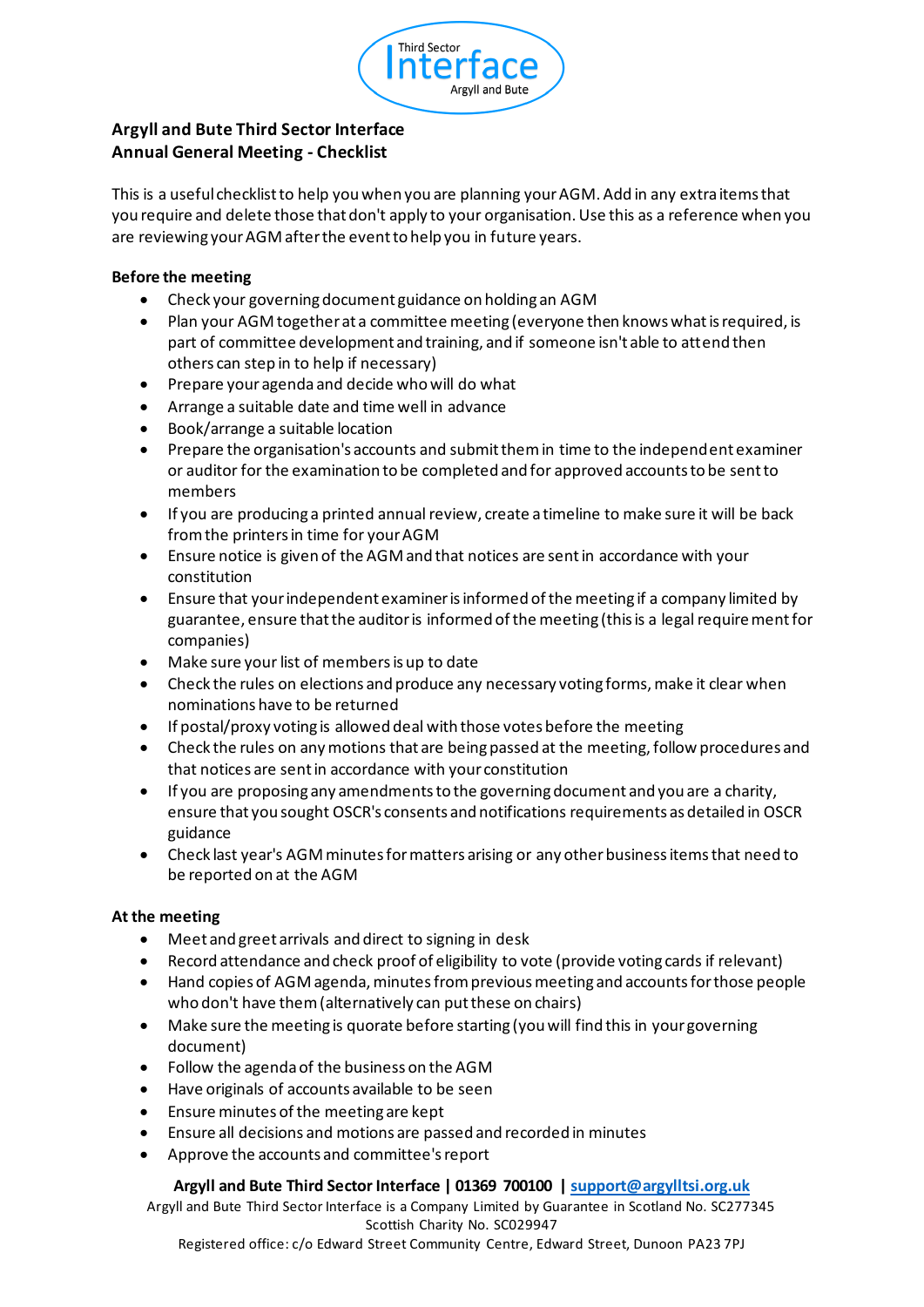**Argyll and Bute Third Sector Interface**
**Annual General Meeting - Checklist**

This is a useful checklist to help you when you are planning your AGM. Add in any extra items that you require and delete those that don't apply to your organisation. Use this as a reference when you are reviewing your AGM after the event to help you in future years.

**Before the meeting**

- Check your governing document guidance on holding an AGM
- Plan your AGM together at a committee meeting (everyone then knows what is required, is part of committee development and training, and if someone isn't able to attend then others can step in to help if necessary)
- Prepare your agenda and decide who will do what
- Arrange a suitable date and time well in advance
- Book/arrange a suitable location
- Prepare the organisation's accounts and submit them in time to the independent examiner or auditor for the examination to be completed and for approved accounts to be sent to members
- If you are producing a printed annual review, create a timeline to make sure it will be back from the printers in time for your AGM
- Ensure notice is given of the AGM and that notices are sent in accordance with your constitution
- Ensure that your independent examiner is informed of the meeting if a company limited by guarantee, ensure that the auditor is informed of the meeting (this is a legal requirement for companies)
- Make sure your list of members is up to date
- Check the rules on elections and produce any necessary voting forms, make it clear when nominations have to be returned
- If postal/proxy voting is allowed deal with those votes before the meeting
- Check the rules on any motions that are being passed at the meeting, follow procedures and that notices are sent in accordance with your constitution
- If you are proposing any amendments to the governing document and you are a charity, ensure that you sought OSCR's consents and notifications requirements as detailed in OSCR guidance
- Check last year's AGM minutes for matters arising or any other business items that need to be reported on at the AGM

**At the meeting**

- Meet and greet arrivals and direct to signing in desk
- Record attendance and check proof of eligibility to vote (provide voting cards if relevant)
- Hand copies of AGM agenda, minutes from previous meeting and accounts for those people who don't have them (alternatively can put these on chairs)
- Make sure the meeting is quorate before starting (you will find this in your governing document)
- Follow the agenda of the business on the AGM
- Have originals of accounts available to be seen
- Ensure minutes of the meeting are kept
- Ensure all decisions and motions are passed and recorded in minutes
- Approve the accounts and committee's report

**Argyll and Bute Third Sector Interface | 01369 700100 | support@argylltsi.org.uk**
Argyll and Bute Third Sector Interface is a Company Limited by Guarantee in Scotland No. SC277345
Scottish Charity No. SC029947
Registered office: c/o Edward Street Community Centre, Edward Street, Dunoon PA23 7PJ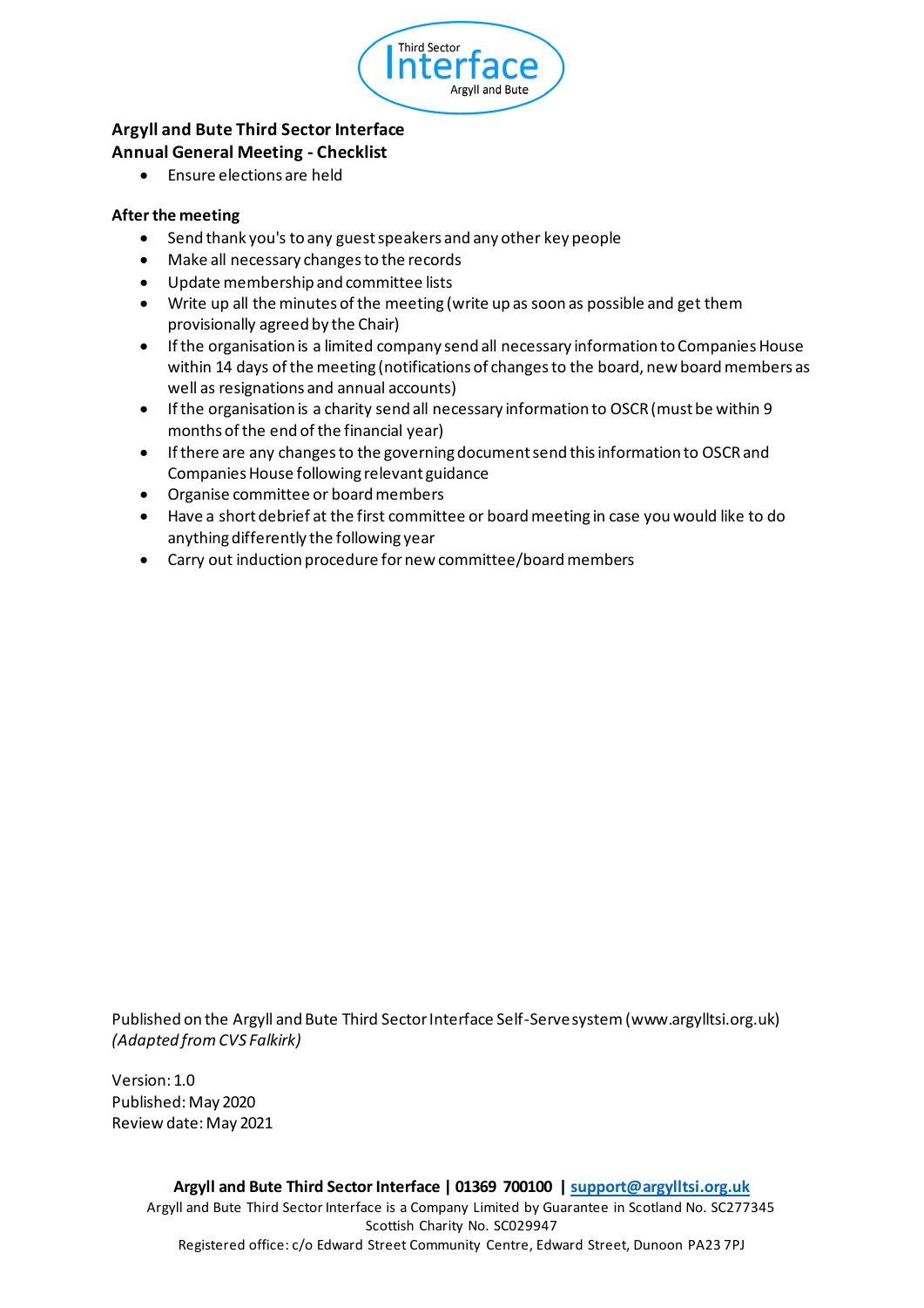**Argyll and Bute Third Sector Interface**
**Annual General Meeting - Checklist**

- Ensure elections are held

**After the meeting**

- Send thank you's to any guest speakers and any other key people
- Make all necessary changes to the records
- Update membership and committee lists
- Write up all the minutes of the meeting (write up as soon as possible and get them provisionally agreed by the Chair)
- If the organisation is a limited company send all necessary information to Companies House within 14 days of the meeting (notifications of changes to the board, new board members as well as resignations and annual accounts)
- If the organisation is a charity send all necessary information to OSCR (must be within 9 months of the end of the financial year)
- If there are any changes to the governing document send this information to OSCR and Companies House following relevant guidance
- Organise committee or board members
- Have a short debrief at the first committee or board meeting in case you would like to do anything differently the following year
- Carry out induction procedure for new committee/board members

Published on the Argyll and Bute Third Sector Interface Self-Serve system (www.argylltsi.org.uk)
*(Adapted from CVS Falkirk)*

Version: 1.0
Published: May 2020
Review date: May 2021

**Argyll and Bute Third Sector Interface | 01369 700100 | support@argylltsi.org.uk**
Argyll and Bute Third Sector Interface is a Company Limited by Guarantee in Scotland No. SC277345
Scottish Charity No. SC029947
Registered office: c/o Edward Street Community Centre, Edward Street, Dunoon PA23 7PJ